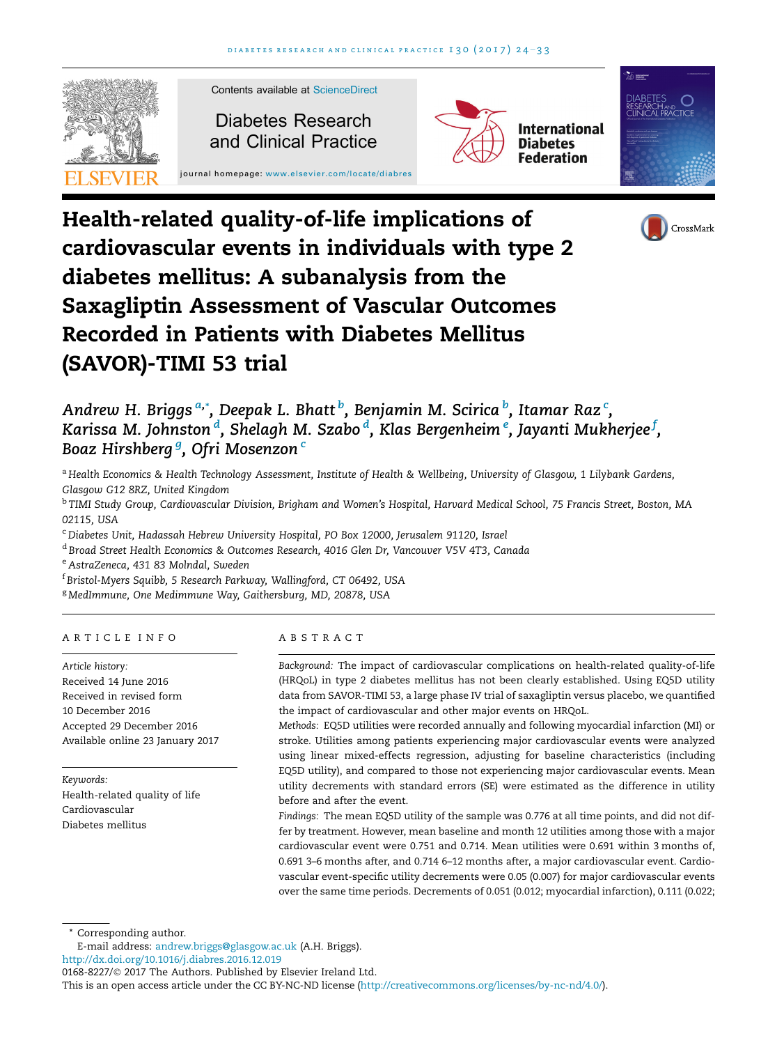# Health-related quality-of-life implications of cardiovascular events in individuals with type 2 diabetes mellitus: A subanalysis from the Saxagliptin Assessment of Vascular Outcomes Recorded in Patients with Diabetes Mellitus (SAVOR)-TIMI 53 trial

*Andrew H. Briggs* [a,*], *Deepak L. Bhatt* [b], *Benjamin M. Scirica* [b], *Itamar Raz* [c], *Karissa M. Johnston* [d], *Shelagh M. Szabo* [d], *Klas Bergenheim* [e], *Jayanti Mukherjee* [f], *Boaz Hirshberg* [g], *Ofri Mosenzon* [c]

[a] Health Economics & Health Technology Assessment, Institute of Health & Wellbeing, University of Glasgow, 1 Lilybank Gardens, Glasgow G12 8RZ, United Kingdom

[b] TIMI Study Group, Cardiovascular Division, Brigham and Women's Hospital, Harvard Medical School, 75 Francis Street, Boston, MA 02115, USA

[c] Diabetes Unit, Hadassah Hebrew University Hospital, PO Box 12000, Jerusalem 91120, Israel

[d] Broad Street Health Economics & Outcomes Research, 4016 Glen Dr, Vancouver V5V 4T3, Canada

[e] AstraZeneca, 431 83 Molndal, Sweden

[f] Bristol-Myers Squibb, 5 Research Parkway, Wallingford, CT 06492, USA

[g] MedImmune, One Medimmune Way, Gaithersburg, MD, 20878, USA

## ARTICLE INFO

*Article history:*
Received 14 June 2016
Received in revised form 10 December 2016
Accepted 29 December 2016
Available online 23 January 2017

*Keywords:*
Health-related quality of life
Cardiovascular
Diabetes mellitus

## ABSTRACT

*Background:* The impact of cardiovascular complications on health-related quality-of-life (HRQoL) in type 2 diabetes mellitus has not been clearly established. Using EQ5D utility data from SAVOR-TIMI 53, a large phase IV trial of saxagliptin versus placebo, we quantified the impact of cardiovascular and other major events on HRQoL.

*Methods:* EQ5D utilities were recorded annually and following myocardial infarction (MI) or stroke. Utilities among patients experiencing major cardiovascular events were analyzed using linear mixed-effects regression, adjusting for baseline characteristics (including EQ5D utility), and compared to those not experiencing major cardiovascular events. Mean utility decrements with standard errors (SE) were estimated as the difference in utility before and after the event.

*Findings:* The mean EQ5D utility of the sample was 0.776 at all time points, and did not differ by treatment. However, mean baseline and month 12 utilities among those with a major cardiovascular event were 0.751 and 0.714. Mean utilities were 0.691 within 3 months of, 0.691 3–6 months after, and 0.714 6–12 months after, a major cardiovascular event. Cardiovascular event-specific utility decrements were 0.05 (0.007) for major cardiovascular events over the same time periods. Decrements of 0.051 (0.012; myocardial infarction), 0.111 (0.022;

---

\* Corresponding author.
E-mail address: andrew.briggs@glasgow.ac.uk (A.H. Briggs).

http://dx.doi.org/10.1016/j.diabres.2016.12.019

0168-8227/© 2017 The Authors. Published by Elsevier Ireland Ltd.

This is an open access article under the CC BY-NC-ND license (http://creativecommons.org/licenses/by-nc-nd/4.0/).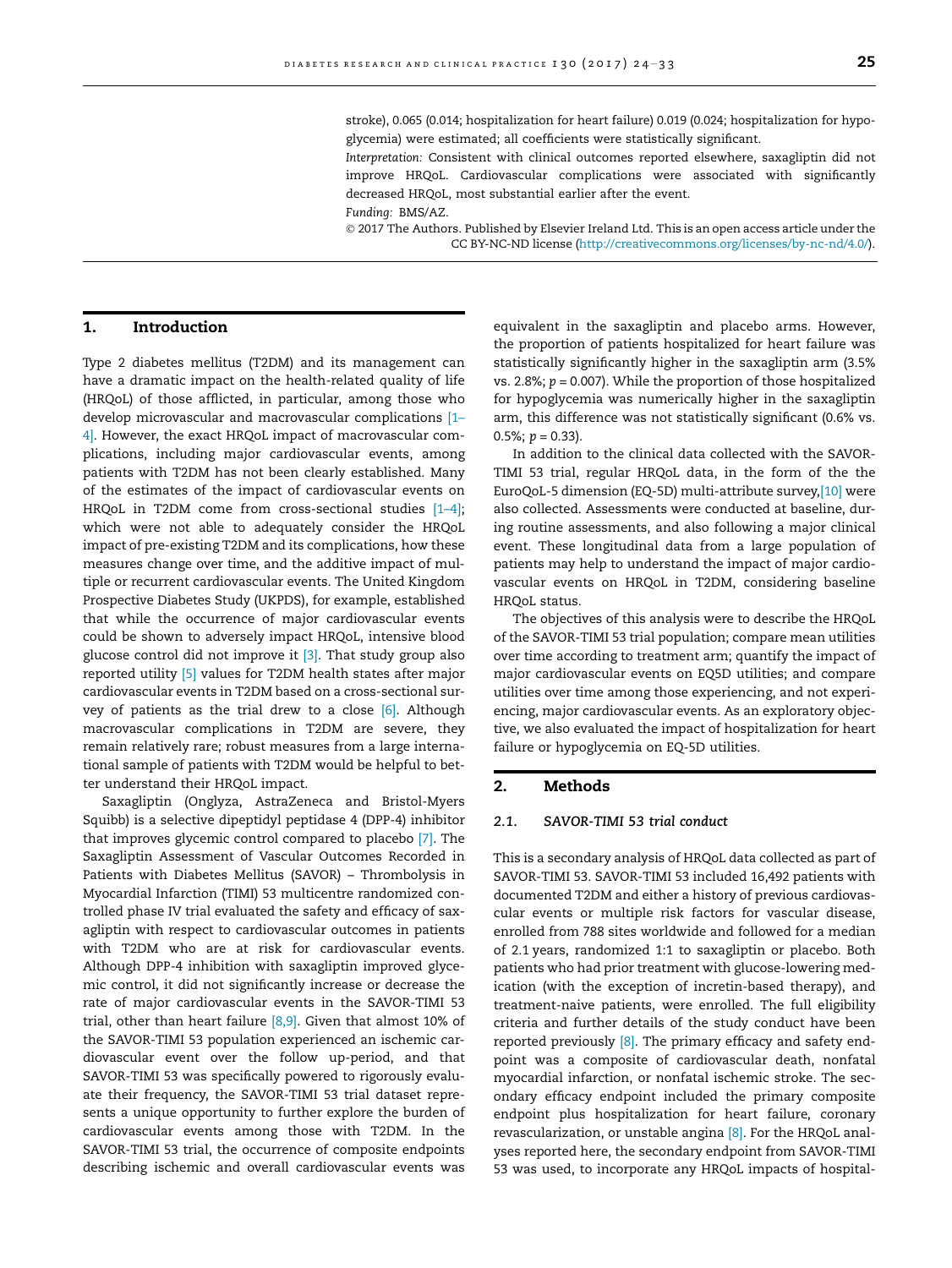stroke), 0.065 (0.014; hospitalization for heart failure) 0.019 (0.024; hospitalization for hypoglycemia) were estimated; all coefficients were statistically significant.

*Interpretation:* Consistent with clinical outcomes reported elsewhere, saxagliptin did not improve HRQoL. Cardiovascular complications were associated with significantly decreased HRQoL, most substantial earlier after the event.

*Funding:* BMS/AZ.

© 2017 The Authors. Published by Elsevier Ireland Ltd. This is an open access article under the CC BY-NC-ND license (http://creativecommons.org/licenses/by-nc-nd/4.0/).

## 1. Introduction

Type 2 diabetes mellitus (T2DM) and its management can have a dramatic impact on the health-related quality of life (HRQoL) of those afflicted, in particular, among those who develop microvascular and macrovascular complications [1–4]. However, the exact HRQoL impact of macrovascular complications, including major cardiovascular events, among patients with T2DM has not been clearly established. Many of the estimates of the impact of cardiovascular events on HRQoL in T2DM come from cross-sectional studies [1–4]; which were not able to adequately consider the HRQoL impact of pre-existing T2DM and its complications, how these measures change over time, and the additive impact of multiple or recurrent cardiovascular events. The United Kingdom Prospective Diabetes Study (UKPDS), for example, established that while the occurrence of major cardiovascular events could be shown to adversely impact HRQoL, intensive blood glucose control did not improve it [3]. That study group also reported utility [5] values for T2DM health states after major cardiovascular events in T2DM based on a cross-sectional survey of patients as the trial drew to a close [6]. Although macrovascular complications in T2DM are severe, they remain relatively rare; robust measures from a large international sample of patients with T2DM would be helpful to better understand their HRQoL impact.

Saxagliptin (Onglyza, AstraZeneca and Bristol-Myers Squibb) is a selective dipeptidyl peptidase 4 (DPP-4) inhibitor that improves glycemic control compared to placebo [7]. The Saxagliptin Assessment of Vascular Outcomes Recorded in Patients with Diabetes Mellitus (SAVOR) – Thrombolysis in Myocardial Infarction (TIMI) 53 multicentre randomized controlled phase IV trial evaluated the safety and efficacy of saxagliptin with respect to cardiovascular outcomes in patients with T2DM who are at risk for cardiovascular events. Although DPP-4 inhibition with saxagliptin improved glycemic control, it did not significantly increase or decrease the rate of major cardiovascular events in the SAVOR-TIMI 53 trial, other than heart failure [8,9]. Given that almost 10% of the SAVOR-TIMI 53 population experienced an ischemic cardiovascular event over the follow up-period, and that SAVOR-TIMI 53 was specifically powered to rigorously evaluate their frequency, the SAVOR-TIMI 53 trial dataset represents a unique opportunity to further explore the burden of cardiovascular events among those with T2DM. In the SAVOR-TIMI 53 trial, the occurrence of composite endpoints describing ischemic and overall cardiovascular events was equivalent in the saxagliptin and placebo arms. However, the proportion of patients hospitalized for heart failure was statistically significantly higher in the saxagliptin arm (3.5% vs. 2.8%; $p = 0.007$). While the proportion of those hospitalized for hypoglycemia was numerically higher in the saxagliptin arm, this difference was not statistically significant (0.6% vs. 0.5%; $p = 0.33$).

In addition to the clinical data collected with the SAVOR-TIMI 53 trial, regular HRQoL data, in the form of the the EuroQoL-5 dimension (EQ-5D) multi-attribute survey,[10] were also collected. Assessments were conducted at baseline, during routine assessments, and also following a major clinical event. These longitudinal data from a large population of patients may help to understand the impact of major cardiovascular events on HRQoL in T2DM, considering baseline HRQoL status.

The objectives of this analysis were to describe the HRQoL of the SAVOR-TIMI 53 trial population; compare mean utilities over time according to treatment arm; quantify the impact of major cardiovascular events on EQ5D utilities; and compare utilities over time among those experiencing, and not experiencing, major cardiovascular events. As an exploratory objective, we also evaluated the impact of hospitalization for heart failure or hypoglycemia on EQ-5D utilities.

## 2. Methods

### 2.1. SAVOR-TIMI 53 trial conduct

This is a secondary analysis of HRQoL data collected as part of SAVOR-TIMI 53. SAVOR-TIMI 53 included 16,492 patients with documented T2DM and either a history of previous cardiovascular events or multiple risk factors for vascular disease, enrolled from 788 sites worldwide and followed for a median of 2.1 years, randomized 1:1 to saxagliptin or placebo. Both patients who had prior treatment with glucose-lowering medication (with the exception of incretin-based therapy), and treatment-naive patients, were enrolled. The full eligibility criteria and further details of the study conduct have been reported previously [8]. The primary efficacy and safety endpoint was a composite of cardiovascular death, nonfatal myocardial infarction, or nonfatal ischemic stroke. The secondary efficacy endpoint included the primary composite endpoint plus hospitalization for heart failure, coronary revascularization, or unstable angina [8]. For the HRQoL analyses reported here, the secondary endpoint from SAVOR-TIMI 53 was used, to incorporate any HRQoL impacts of hospital-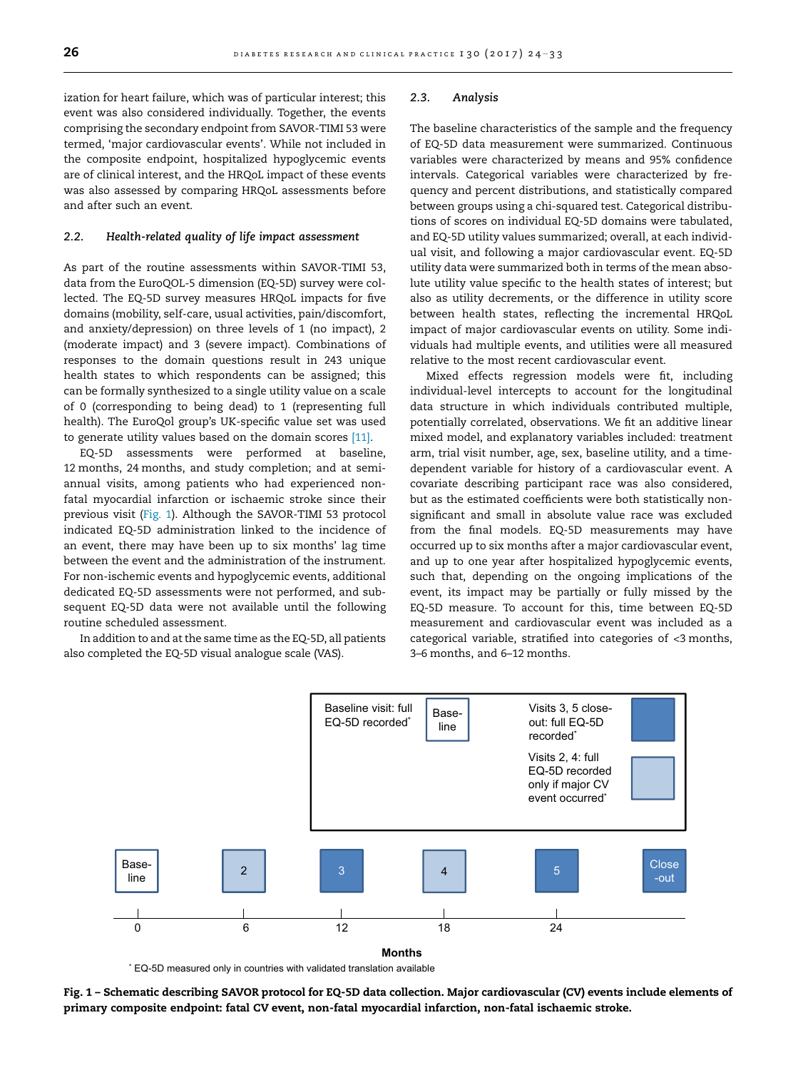ization for heart failure, which was of particular interest; this event was also considered individually. Together, the events comprising the secondary endpoint from SAVOR-TIMI 53 were termed, 'major cardiovascular events'. While not included in the composite endpoint, hospitalized hypoglycemic events are of clinical interest, and the HRQoL impact of these events was also assessed by comparing HRQoL assessments before and after such an event.

### 2.2. Health-related quality of life impact assessment

As part of the routine assessments within SAVOR-TIMI 53, data from the EuroQOL-5 dimension (EQ-5D) survey were collected. The EQ-5D survey measures HRQoL impacts for five domains (mobility, self-care, usual activities, pain/discomfort, and anxiety/depression) on three levels of 1 (no impact), 2 (moderate impact) and 3 (severe impact). Combinations of responses to the domain questions result in 243 unique health states to which respondents can be assigned; this can be formally synthesized to a single utility value on a scale of 0 (corresponding to being dead) to 1 (representing full health). The EuroQol group's UK-specific value set was used to generate utility values based on the domain scores [11].

EQ-5D assessments were performed at baseline, 12 months, 24 months, and study completion; and at semi-annual visits, among patients who had experienced non-fatal myocardial infarction or ischaemic stroke since their previous visit (Fig. 1). Although the SAVOR-TIMI 53 protocol indicated EQ-5D administration linked to the incidence of an event, there may have been up to six months' lag time between the event and the administration of the instrument. For non-ischemic events and hypoglycemic events, additional dedicated EQ-5D assessments were not performed, and subsequent EQ-5D data were not available until the following routine scheduled assessment.

In addition to and at the same time as the EQ-5D, all patients also completed the EQ-5D visual analogue scale (VAS).

### 2.3. Analysis

The baseline characteristics of the sample and the frequency of EQ-5D measurement were summarized. Continuous variables were characterized by means and 95% confidence intervals. Categorical variables were characterized by frequency and percent distributions, and statistically compared between groups using a chi-squared test. Categorical distributions of scores on individual EQ-5D domains were tabulated, and EQ-5D utility values summarized; overall, at each individual visit, and following a major cardiovascular event. EQ-5D utility data were summarized both in terms of the mean absolute utility value specific to the health states of interest; but also as utility decrements, or the difference in utility score between health states, reflecting the incremental HRQoL impact of major cardiovascular events on utility. Some individuals had multiple events, and utilities were all measured relative to the most recent cardiovascular event.

Mixed effects regression models were fit, including individual-level intercepts to account for the longitudinal data structure in which individuals contributed multiple, potentially correlated, observations. We fit an additive linear mixed model, and explanatory variables included: treatment arm, trial visit number, age, sex, baseline utility, and a time-dependent variable for history of a cardiovascular event. A covariate describing participant race was also considered, but as the estimated coefficients were both statistically non-significant and small in absolute value race was excluded from the final models. EQ-5D measurements may have occurred up to six months after a major cardiovascular event, and up to one year after hospitalized hypoglycemic events, such that, depending on the ongoing implications of the event, its impact may be partially or fully missed by the EQ-5D measure. To account for this, time between EQ-5D measurement and cardiovascular event was included as a categorical variable, stratified into categories of <3 months, 3–6 months, and 6–12 months.

Baseline visit: full EQ-5D recorded* | Baseline

Visits 3, 5 close-out: full EQ-5D recorded*

Visits 2, 4: full EQ-5D recorded only if major CV event occurred*

Baseline (0) | 2 (6) | 3 (12) | 4 (18) | 5 (24) | Close-out

Months

\* EQ-5D measured only in countries with validated translation available

**Fig. 1 – Schematic describing SAVOR protocol for EQ-5D data collection. Major cardiovascular (CV) events include elements of primary composite endpoint: fatal CV event, non-fatal myocardial infarction, non-fatal ischaemic stroke.**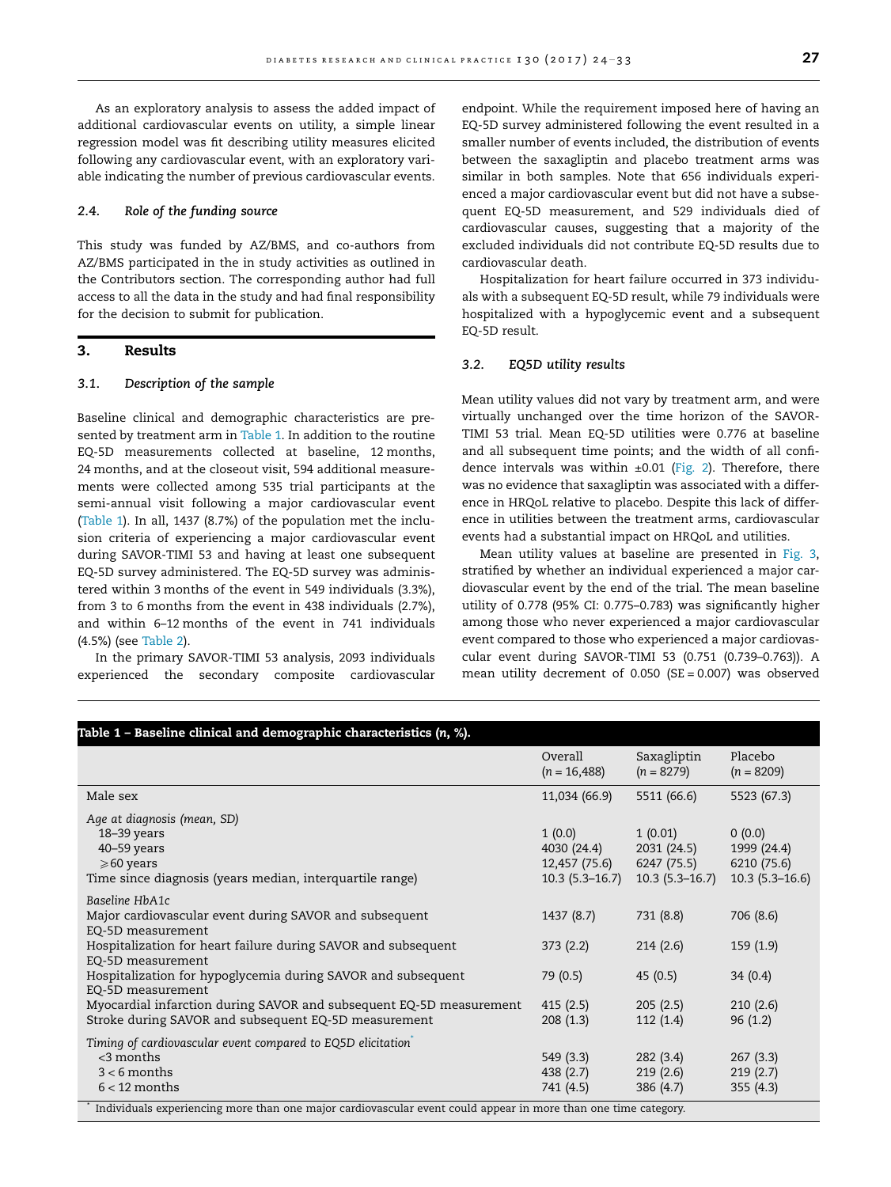As an exploratory analysis to assess the added impact of additional cardiovascular events on utility, a simple linear regression model was fit describing utility measures elicited following any cardiovascular event, with an exploratory variable indicating the number of previous cardiovascular events.

### 2.4. Role of the funding source

This study was funded by AZ/BMS, and co-authors from AZ/BMS participated in the in study activities as outlined in the Contributors section. The corresponding author had full access to all the data in the study and had final responsibility for the decision to submit for publication.

## 3. Results

### 3.1. Description of the sample

Baseline clinical and demographic characteristics are presented by treatment arm in Table 1. In addition to the routine EQ-5D measurements collected at baseline, 12 months, 24 months, and at the closeout visit, 594 additional measurements were collected among 535 trial participants at the semi-annual visit following a major cardiovascular event (Table 1). In all, 1437 (8.7%) of the population met the inclusion criteria of experiencing a major cardiovascular event during SAVOR-TIMI 53 and having at least one subsequent EQ-5D survey administered. The EQ-5D survey was administered within 3 months of the event in 549 individuals (3.3%), from 3 to 6 months from the event in 438 individuals (2.7%), and within 6–12 months of the event in 741 individuals (4.5%) (see Table 2).

In the primary SAVOR-TIMI 53 analysis, 2093 individuals experienced the secondary composite cardiovascular endpoint. While the requirement imposed here of having an EQ-5D survey administered following the event resulted in a smaller number of events included, the distribution of events between the saxagliptin and placebo treatment arms was similar in both samples. Note that 656 individuals experienced a major cardiovascular event but did not have a subsequent EQ-5D measurement, and 529 individuals died of cardiovascular causes, suggesting that a majority of the excluded individuals did not contribute EQ-5D results due to cardiovascular death.

Hospitalization for heart failure occurred in 373 individuals with a subsequent EQ-5D result, while 79 individuals were hospitalized with a hypoglycemic event and a subsequent EQ-5D result.

### 3.2. EQ5D utility results

Mean utility values did not vary by treatment arm, and were virtually unchanged over the time horizon of the SAVOR-TIMI 53 trial. Mean EQ-5D utilities were 0.776 at baseline and all subsequent time points; and the width of all confidence intervals was within ±0.01 (Fig. 2). Therefore, there was no evidence that saxagliptin was associated with a difference in HRQoL relative to placebo. Despite this lack of difference in utilities between the treatment arms, cardiovascular events had a substantial impact on HRQoL and utilities.

Mean utility values at baseline are presented in Fig. 3, stratified by whether an individual experienced a major cardiovascular event by the end of the trial. The mean baseline utility of 0.778 (95% CI: 0.775–0.783) was significantly higher among those who never experienced a major cardiovascular event compared to those who experienced a major cardiovascular event during SAVOR-TIMI 53 (0.751 (0.739–0.763)). A mean utility decrement of 0.050 (SE = 0.007) was observed

**Table 1 – Baseline clinical and demographic characteristics (*n*, %).**

| | Overall (*n* = 16,488) | Saxagliptin (*n* = 8279) | Placebo (*n* = 8209) |
|---|---|---|---|
| Male sex | 11,034 (66.9) | 5511 (66.6) | 5523 (67.3) |
| *Age at diagnosis (mean, SD)* | | | |
| 18–39 years | 1 (0.0) | 1 (0.01) | 0 (0.0) |
| 40–59 years | 4030 (24.4) | 2031 (24.5) | 1999 (24.4) |
| ⩾60 years | 12,457 (75.6) | 6247 (75.5) | 6210 (75.6) |
| Time since diagnosis (years median, interquartile range) | 10.3 (5.3–16.7) | 10.3 (5.3–16.7) | 10.3 (5.3–16.6) |
| *Baseline HbA1c* | | | |
| Major cardiovascular event during SAVOR and subsequent EQ-5D measurement | 1437 (8.7) | 731 (8.8) | 706 (8.6) |
| Hospitalization for heart failure during SAVOR and subsequent EQ-5D measurement | 373 (2.2) | 214 (2.6) | 159 (1.9) |
| Hospitalization for hypoglycemia during SAVOR and subsequent EQ-5D measurement | 79 (0.5) | 45 (0.5) | 34 (0.4) |
| Myocardial infarction during SAVOR and subsequent EQ-5D measurement | 415 (2.5) | 205 (2.5) | 210 (2.6) |
| Stroke during SAVOR and subsequent EQ-5D measurement | 208 (1.3) | 112 (1.4) | 96 (1.2) |
| *Timing of cardiovascular event compared to EQ5D elicitation*[*] | | | |
| <3 months | 549 (3.3) | 282 (3.4) | 267 (3.3) |
| 3 < 6 months | 438 (2.7) | 219 (2.6) | 219 (2.7) |
| 6 < 12 months | 741 (4.5) | 386 (4.7) | 355 (4.3) |

[*] Individuals experiencing more than one major cardiovascular event could appear in more than one time category.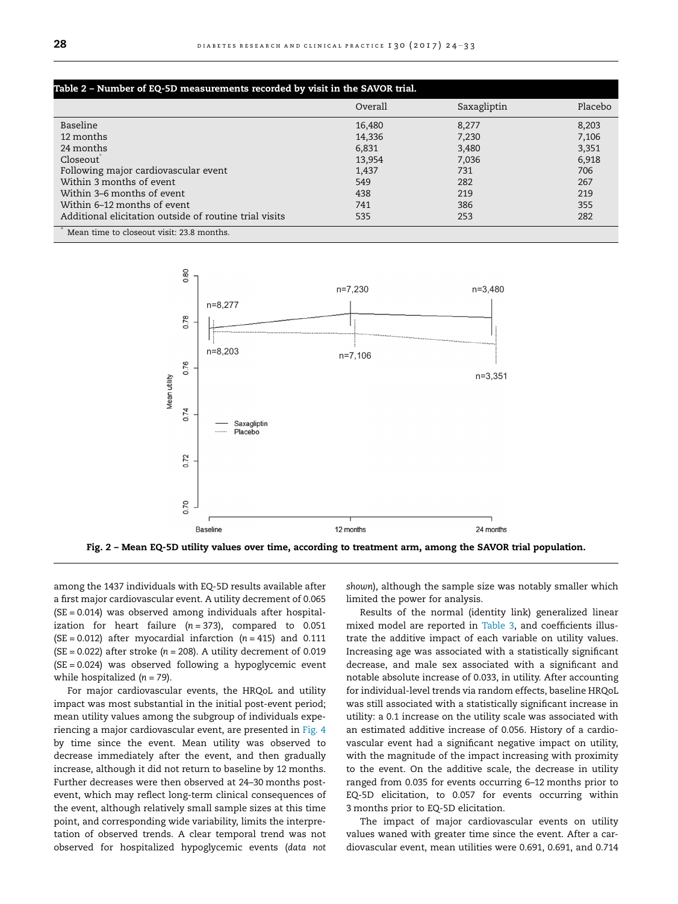**Table 2 – Number of EQ-5D measurements recorded by visit in the SAVOR trial.**

| | Overall | Saxagliptin | Placebo |
|---|---|---|---|
| Baseline | 16,480 | 8,277 | 8,203 |
| 12 months | 14,336 | 7,230 | 7,106 |
| 24 months | 6,831 | 3,480 | 3,351 |
| Closeout* | 13,954 | 7,036 | 6,918 |
| Following major cardiovascular event | 1,437 | 731 | 706 |
| Within 3 months of event | 549 | 282 | 267 |
| Within 3–6 months of event | 438 | 219 | 219 |
| Within 6–12 months of event | 741 | 386 | 355 |
| Additional elicitation outside of routine trial visits | 535 | 253 | 282 |

\* Mean time to closeout visit: 23.8 months.

**Fig. 2 – Mean EQ-5D utility values over time, according to treatment arm, among the SAVOR trial population.**

among the 1437 individuals with EQ-5D results available after a first major cardiovascular event. A utility decrement of 0.065 (SE = 0.014) was observed among individuals after hospitalization for heart failure ($n = 373$), compared to 0.051 (SE = 0.012) after myocardial infarction ($n = 415$) and 0.111 (SE = 0.022) after stroke ($n = 208$). A utility decrement of 0.019 (SE = 0.024) was observed following a hypoglycemic event while hospitalized ($n = 79$).

For major cardiovascular events, the HRQoL and utility impact was most substantial in the initial post-event period; mean utility values among the subgroup of individuals experiencing a major cardiovascular event, are presented in Fig. 4 by time since the event. Mean utility was observed to decrease immediately after the event, and then gradually increase, although it did not return to baseline by 12 months. Further decreases were then observed at 24–30 months post-event, which may reflect long-term clinical consequences of the event, although relatively small sample sizes at this time point, and corresponding wide variability, limits the interpretation of observed trends. A clear temporal trend was not observed for hospitalized hypoglycemic events (*data not shown*), although the sample size was notably smaller which limited the power for analysis.

Results of the normal (identity link) generalized linear mixed model are reported in Table 3, and coefficients illustrate the additive impact of each variable on utility values. Increasing age was associated with a statistically significant decrease, and male sex associated with a significant and notable absolute increase of 0.033, in utility. After accounting for individual-level trends via random effects, baseline HRQoL was still associated with a statistically significant increase in utility: a 0.1 increase on the utility scale was associated with an estimated additive increase of 0.056. History of a cardiovascular event had a significant negative impact on utility, with the magnitude of the impact increasing with proximity to the event. On the additive scale, the decrease in utility ranged from 0.035 for events occurring 6–12 months prior to EQ-5D elicitation, to 0.057 for events occurring within 3 months prior to EQ-5D elicitation.

The impact of major cardiovascular events on utility values waned with greater time since the event. After a cardiovascular event, mean utilities were 0.691, 0.691, and 0.714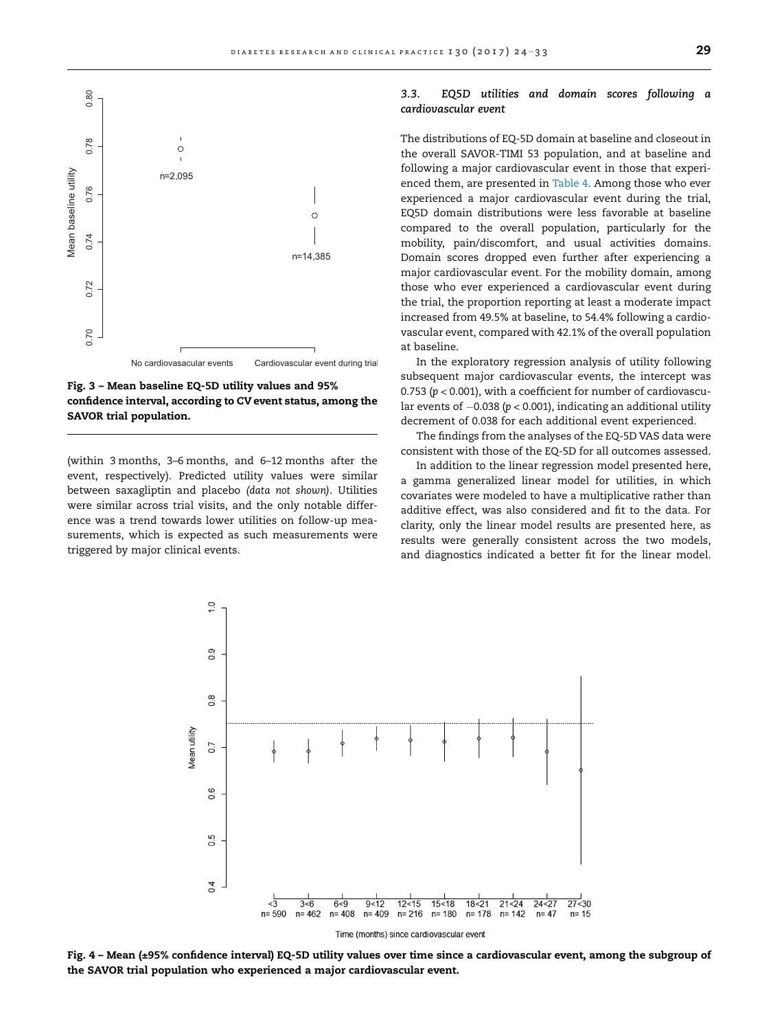Fig. 3 – Mean baseline EQ-5D utility values and 95% confidence interval, according to CV event status, among the SAVOR trial population.

(within 3 months, 3–6 months, and 6–12 months after the event, respectively). Predicted utility values were similar between saxagliptin and placebo *(data not shown)*. Utilities were similar across trial visits, and the only notable difference was a trend towards lower utilities on follow-up measurements, which is expected as such measurements were triggered by major clinical events.

### 3.3. EQ5D utilities and domain scores following a cardiovascular event

The distributions of EQ-5D domain at baseline and closeout in the overall SAVOR-TIMI 53 population, and at baseline and following a major cardiovascular event in those that experienced them, are presented in Table 4. Among those who ever experienced a major cardiovascular event during the trial, EQ5D domain distributions were less favorable at baseline compared to the overall population, particularly for the mobility, pain/discomfort, and usual activities domains. Domain scores dropped even further after experiencing a major cardiovascular event. For the mobility domain, among those who ever experienced a cardiovascular event during the trial, the proportion reporting at least a moderate impact increased from 49.5% at baseline, to 54.4% following a cardiovascular event, compared with 42.1% of the overall population at baseline.

In the exploratory regression analysis of utility following subsequent major cardiovascular events, the intercept was 0.753 ($p < 0.001$), with a coefficient for number of cardiovascular events of −0.038 ($p < 0.001$), indicating an additional utility decrement of 0.038 for each additional event experienced.

The findings from the analyses of the EQ-5D VAS data were consistent with those of the EQ-5D for all outcomes assessed.

In addition to the linear regression model presented here, a gamma generalized linear model for utilities, in which covariates were modeled to have a multiplicative rather than additive effect, was also considered and fit to the data. For clarity, only the linear model results are presented here, as results were generally consistent across the two models, and diagnostics indicated a better fit for the linear model.

Fig. 4 – Mean (±95% confidence interval) EQ-5D utility values over time since a cardiovascular event, among the subgroup of the SAVOR trial population who experienced a major cardiovascular event.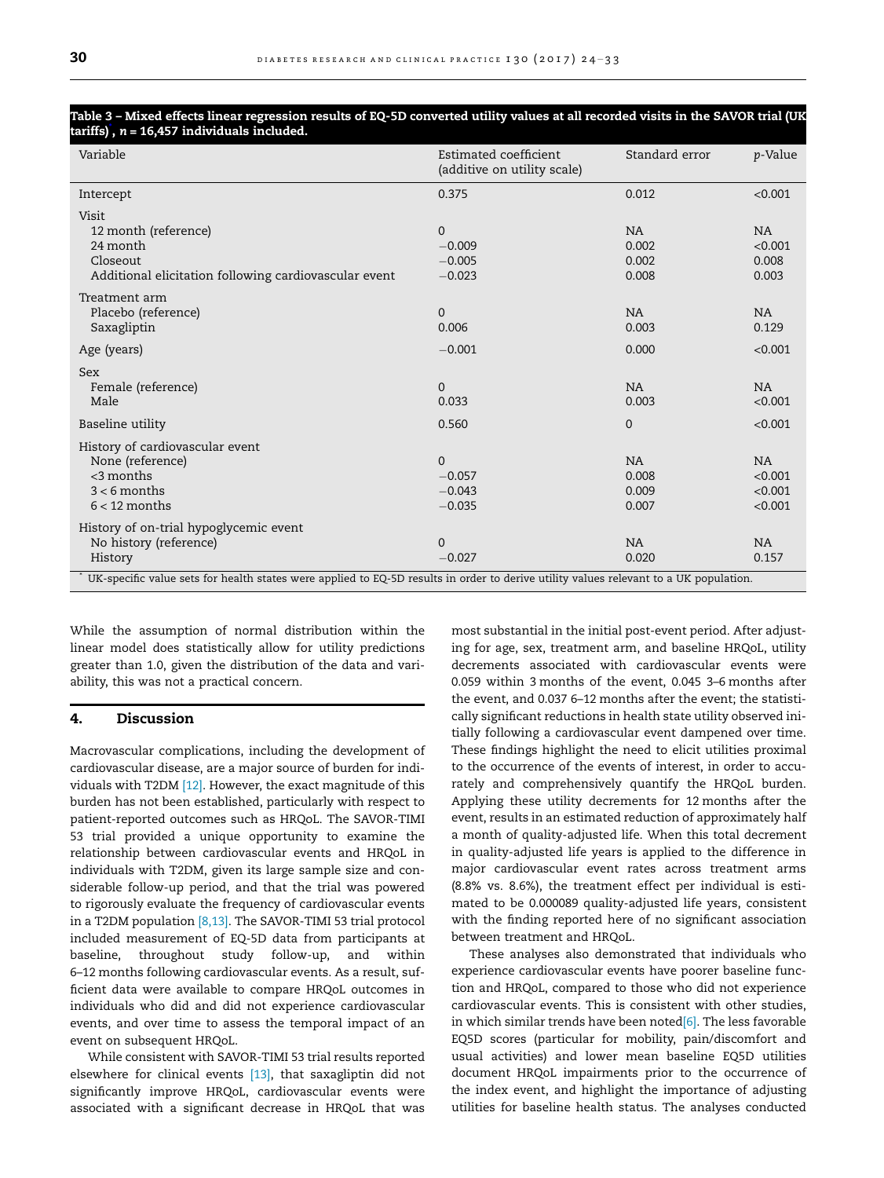**Table 3 – Mixed effects linear regression results of EQ-5D converted utility values at all recorded visits in the SAVOR trial (UK tariffs)*, n = 16,457 individuals included.**

| Variable | Estimated coefficient (additive on utility scale) | Standard error | p-Value |
|---|---|---|---|
| Intercept | 0.375 | 0.012 | <0.001 |
| Visit | | | |
| 12 month (reference) | 0 | NA | NA |
| 24 month | −0.009 | 0.002 | <0.001 |
| Closeout | −0.005 | 0.002 | 0.008 |
| Additional elicitation following cardiovascular event | −0.023 | 0.008 | 0.003 |
| Treatment arm | | | |
| Placebo (reference) | 0 | NA | NA |
| Saxagliptin | 0.006 | 0.003 | 0.129 |
| Age (years) | −0.001 | 0.000 | <0.001 |
| Sex | | | |
| Female (reference) | 0 | NA | NA |
| Male | 0.033 | 0.003 | <0.001 |
| Baseline utility | 0.560 | 0 | <0.001 |
| History of cardiovascular event | | | |
| None (reference) | 0 | NA | NA |
| <3 months | −0.057 | 0.008 | <0.001 |
| 3 < 6 months | −0.043 | 0.009 | <0.001 |
| 6 < 12 months | −0.035 | 0.007 | <0.001 |
| History of on-trial hypoglycemic event | | | |
| No history (reference) | 0 | NA | NA |
| History | −0.027 | 0.020 | 0.157 |

* UK-specific value sets for health states were applied to EQ-5D results in order to derive utility values relevant to a UK population.

While the assumption of normal distribution within the linear model does statistically allow for utility predictions greater than 1.0, given the distribution of the data and variability, this was not a practical concern.

## 4. Discussion

Macrovascular complications, including the development of cardiovascular disease, are a major source of burden for individuals with T2DM [12]. However, the exact magnitude of this burden has not been established, particularly with respect to patient-reported outcomes such as HRQoL. The SAVOR-TIMI 53 trial provided a unique opportunity to examine the relationship between cardiovascular events and HRQoL in individuals with T2DM, given its large sample size and considerable follow-up period, and that the trial was powered to rigorously evaluate the frequency of cardiovascular events in a T2DM population [8,13]. The SAVOR-TIMI 53 trial protocol included measurement of EQ-5D data from participants at baseline, throughout study follow-up, and within 6–12 months following cardiovascular events. As a result, sufficient data were available to compare HRQoL outcomes in individuals who did and did not experience cardiovascular events, and over time to assess the temporal impact of an event on subsequent HRQoL.

While consistent with SAVOR-TIMI 53 trial results reported elsewhere for clinical events [13], that saxagliptin did not significantly improve HRQoL, cardiovascular events were associated with a significant decrease in HRQoL that was most substantial in the initial post-event period. After adjusting for age, sex, treatment arm, and baseline HRQoL, utility decrements associated with cardiovascular events were 0.059 within 3 months of the event, 0.045 3–6 months after the event, and 0.037 6–12 months after the event; the statistically significant reductions in health state utility observed initially following a cardiovascular event dampened over time. These findings highlight the need to elicit utilities proximal to the occurrence of the events of interest, in order to accurately and comprehensively quantify the HRQoL burden. Applying these utility decrements for 12 months after the event, results in an estimated reduction of approximately half a month of quality-adjusted life. When this total decrement in quality-adjusted life years is applied to the difference in major cardiovascular event rates across treatment arms (8.8% vs. 8.6%), the treatment effect per individual is estimated to be 0.000089 quality-adjusted life years, consistent with the finding reported here of no significant association between treatment and HRQoL.

These analyses also demonstrated that individuals who experience cardiovascular events have poorer baseline function and HRQoL, compared to those who did not experience cardiovascular events. This is consistent with other studies, in which similar trends have been noted[6]. The less favorable EQ5D scores (particular for mobility, pain/discomfort and usual activities) and lower mean baseline EQ5D utilities document HRQoL impairments prior to the occurrence of the index event, and highlight the importance of adjusting utilities for baseline health status. The analyses conducted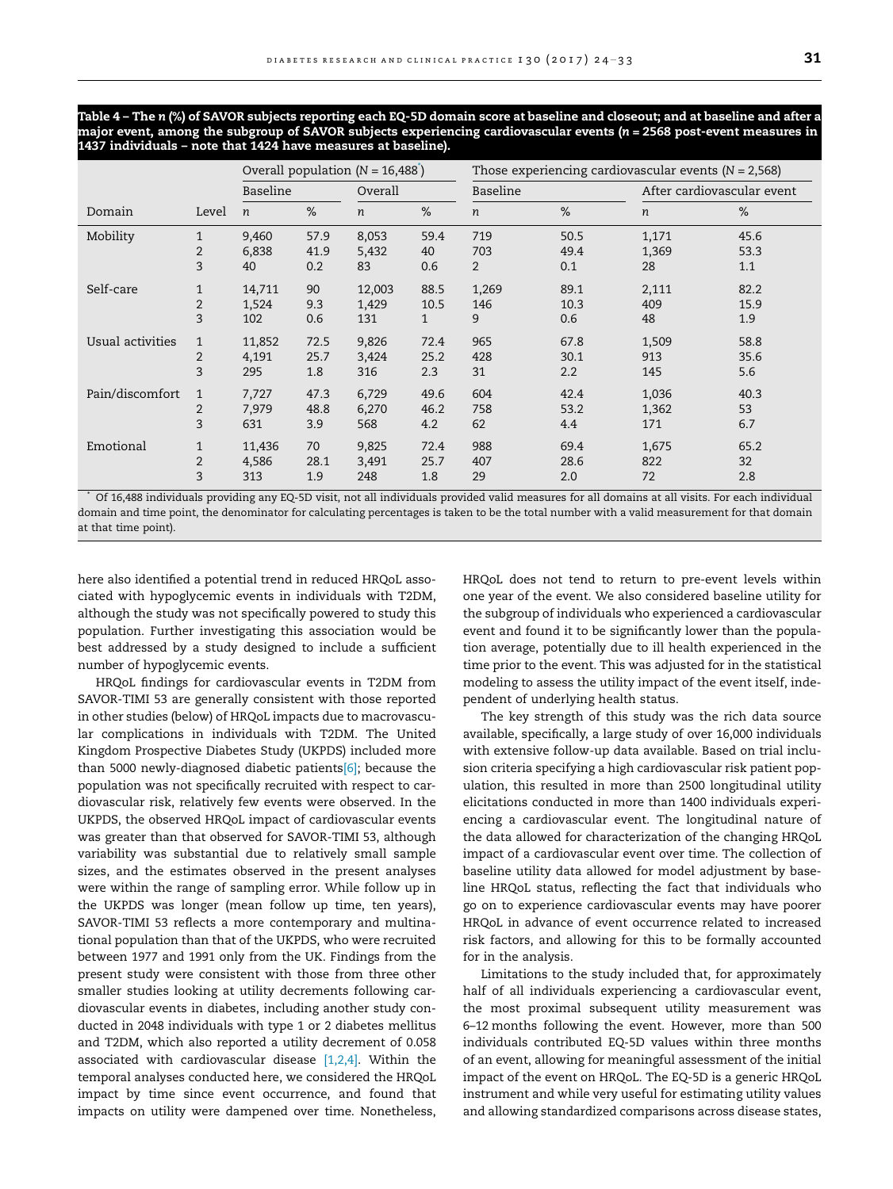**Table 4 – The *n* (%) of SAVOR subjects reporting each EQ-5D domain score at baseline and closeout; and at baseline and after a major event, among the subgroup of SAVOR subjects experiencing cardiovascular events (*n* = 2568 post-event measures in 1437 individuals – note that 1424 have measures at baseline).**

| | | Overall population (N = 16,488[*]) | | | | Those experiencing cardiovascular events (N = 2,568) | | | |
|---|---|---|---|---|---|---|---|---|---|
| | | Baseline | | Overall | | Baseline | | After cardiovascular event | |
| Domain | Level | *n* | % | *n* | % | *n* | % | *n* | % |
| Mobility | 1 | 9,460 | 57.9 | 8,053 | 59.4 | 719 | 50.5 | 1,171 | 45.6 |
| | 2 | 6,838 | 41.9 | 5,432 | 40 | 703 | 49.4 | 1,369 | 53.3 |
| | 3 | 40 | 0.2 | 83 | 0.6 | 2 | 0.1 | 28 | 1.1 |
| Self-care | 1 | 14,711 | 90 | 12,003 | 88.5 | 1,269 | 89.1 | 2,111 | 82.2 |
| | 2 | 1,524 | 9.3 | 1,429 | 10.5 | 146 | 10.3 | 409 | 15.9 |
| | 3 | 102 | 0.6 | 131 | 1 | 9 | 0.6 | 48 | 1.9 |
| Usual activities | 1 | 11,852 | 72.5 | 9,826 | 72.4 | 965 | 67.8 | 1,509 | 58.8 |
| | 2 | 4,191 | 25.7 | 3,424 | 25.2 | 428 | 30.1 | 913 | 35.6 |
| | 3 | 295 | 1.8 | 316 | 2.3 | 31 | 2.2 | 145 | 5.6 |
| Pain/discomfort | 1 | 7,727 | 47.3 | 6,729 | 49.6 | 604 | 42.4 | 1,036 | 40.3 |
| | 2 | 7,979 | 48.8 | 6,270 | 46.2 | 758 | 53.2 | 1,362 | 53 |
| | 3 | 631 | 3.9 | 568 | 4.2 | 62 | 4.4 | 171 | 6.7 |
| Emotional | 1 | 11,436 | 70 | 9,825 | 72.4 | 988 | 69.4 | 1,675 | 65.2 |
| | 2 | 4,586 | 28.1 | 3,491 | 25.7 | 407 | 28.6 | 822 | 32 |
| | 3 | 313 | 1.9 | 248 | 1.8 | 29 | 2.0 | 72 | 2.8 |

[*] Of 16,488 individuals providing any EQ-5D visit, not all individuals provided valid measures for all domains at all visits. For each individual domain and time point, the denominator for calculating percentages is taken to be the total number with a valid measurement for that domain at that time point).

here also identified a potential trend in reduced HRQoL associated with hypoglycemic events in individuals with T2DM, although the study was not specifically powered to study this population. Further investigating this association would be best addressed by a study designed to include a sufficient number of hypoglycemic events.

HRQoL findings for cardiovascular events in T2DM from SAVOR-TIMI 53 are generally consistent with those reported in other studies (below) of HRQoL impacts due to macrovascular complications in individuals with T2DM. The United Kingdom Prospective Diabetes Study (UKPDS) included more than 5000 newly-diagnosed diabetic patients[6]; because the population was not specifically recruited with respect to cardiovascular risk, relatively few events were observed. In the UKPDS, the observed HRQoL impact of cardiovascular events was greater than that observed for SAVOR-TIMI 53, although variability was substantial due to relatively small sample sizes, and the estimates observed in the present analyses were within the range of sampling error. While follow up in the UKPDS was longer (mean follow up time, ten years), SAVOR-TIMI 53 reflects a more contemporary and multinational population than that of the UKPDS, who were recruited between 1977 and 1991 only from the UK. Findings from the present study were consistent with those from three other smaller studies looking at utility decrements following cardiovascular events in diabetes, including another study conducted in 2048 individuals with type 1 or 2 diabetes mellitus and T2DM, which also reported a utility decrement of 0.058 associated with cardiovascular disease [1,2,4]. Within the temporal analyses conducted here, we considered the HRQoL impact by time since event occurrence, and found that impacts on utility were dampened over time. Nonetheless, HRQoL does not tend to return to pre-event levels within one year of the event. We also considered baseline utility for the subgroup of individuals who experienced a cardiovascular event and found it to be significantly lower than the population average, potentially due to ill health experienced in the time prior to the event. This was adjusted for in the statistical modeling to assess the utility impact of the event itself, independent of underlying health status.

The key strength of this study was the rich data source available, specifically, a large study of over 16,000 individuals with extensive follow-up data available. Based on trial inclusion criteria specifying a high cardiovascular risk patient population, this resulted in more than 2500 longitudinal utility elicitations conducted in more than 1400 individuals experiencing a cardiovascular event. The longitudinal nature of the data allowed for characterization of the changing HRQoL impact of a cardiovascular event over time. The collection of baseline utility data allowed for model adjustment by baseline HRQoL status, reflecting the fact that individuals who go on to experience cardiovascular events may have poorer HRQoL in advance of event occurrence related to increased risk factors, and allowing for this to be formally accounted for in the analysis.

Limitations to the study included that, for approximately half of all individuals experiencing a cardiovascular event, the most proximal subsequent utility measurement was 6–12 months following the event. However, more than 500 individuals contributed EQ-5D values within three months of an event, allowing for meaningful assessment of the initial impact of the event on HRQoL. The EQ-5D is a generic HRQoL instrument and while very useful for estimating utility values and allowing standardized comparisons across disease states,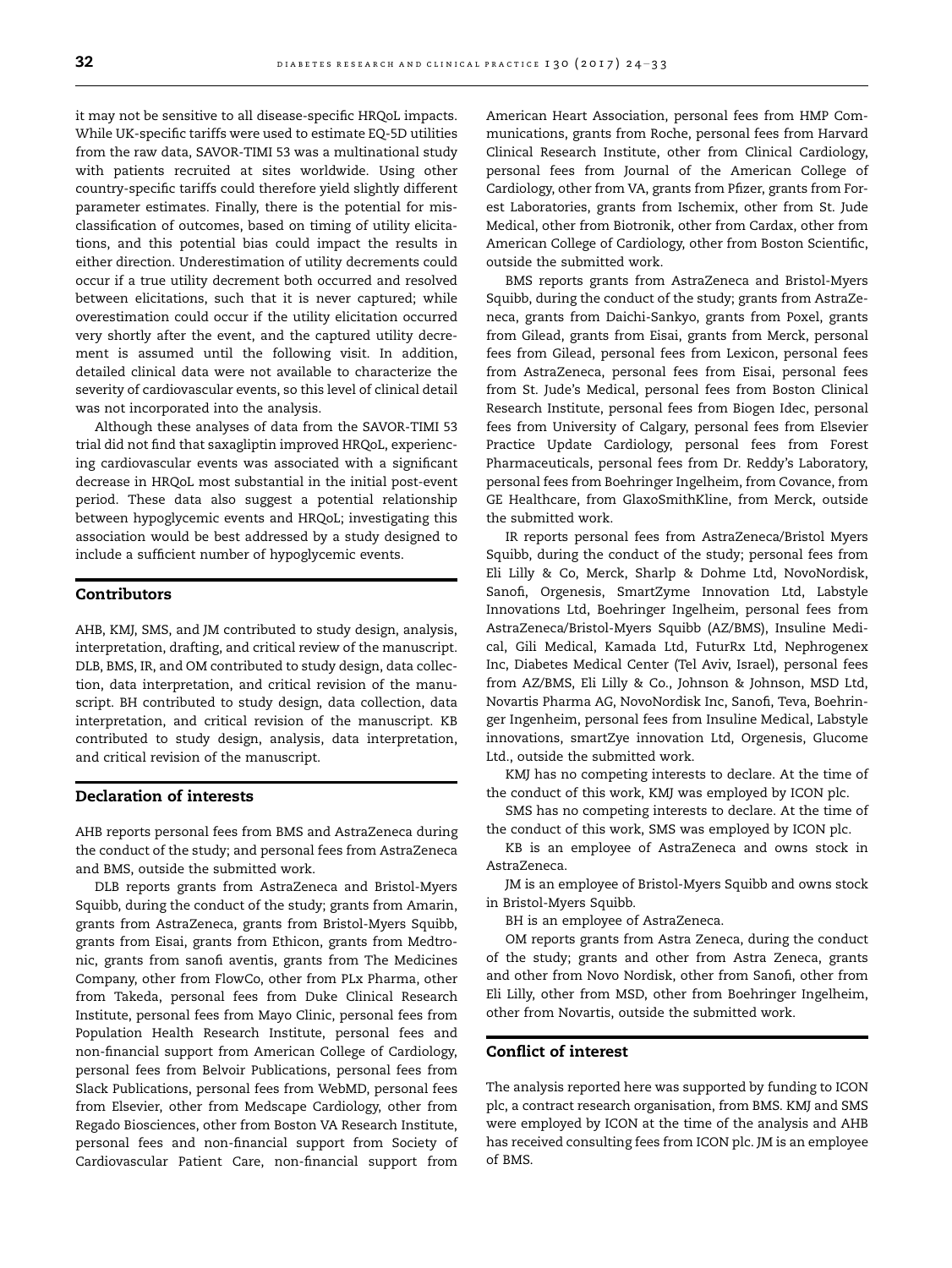it may not be sensitive to all disease-specific HRQoL impacts. While UK-specific tariffs were used to estimate EQ-5D utilities from the raw data, SAVOR-TIMI 53 was a multinational study with patients recruited at sites worldwide. Using other country-specific tariffs could therefore yield slightly different parameter estimates. Finally, there is the potential for misclassification of outcomes, based on timing of utility elicitations, and this potential bias could impact the results in either direction. Underestimation of utility decrements could occur if a true utility decrement both occurred and resolved between elicitations, such that it is never captured; while overestimation could occur if the utility elicitation occurred very shortly after the event, and the captured utility decrement is assumed until the following visit. In addition, detailed clinical data were not available to characterize the severity of cardiovascular events, so this level of clinical detail was not incorporated into the analysis.

Although these analyses of data from the SAVOR-TIMI 53 trial did not find that saxagliptin improved HRQoL, experiencing cardiovascular events was associated with a significant decrease in HRQoL most substantial in the initial post-event period. These data also suggest a potential relationship between hypoglycemic events and HRQoL; investigating this association would be best addressed by a study designed to include a sufficient number of hypoglycemic events.

## Contributors

AHB, KMJ, SMS, and JM contributed to study design, analysis, interpretation, drafting, and critical review of the manuscript. DLB, BMS, IR, and OM contributed to study design, data collection, data interpretation, and critical revision of the manuscript. BH contributed to study design, data collection, data interpretation, and critical revision of the manuscript. KB contributed to study design, analysis, data interpretation, and critical revision of the manuscript.

## Declaration of interests

AHB reports personal fees from BMS and AstraZeneca during the conduct of the study; and personal fees from AstraZeneca and BMS, outside the submitted work.

DLB reports grants from AstraZeneca and Bristol-Myers Squibb, during the conduct of the study; grants from Amarin, grants from AstraZeneca, grants from Bristol-Myers Squibb, grants from Eisai, grants from Ethicon, grants from Medtronic, grants from sanofi aventis, grants from The Medicines Company, other from FlowCo, other from PLx Pharma, other from Takeda, personal fees from Duke Clinical Research Institute, personal fees from Mayo Clinic, personal fees from Population Health Research Institute, personal fees and non-financial support from American College of Cardiology, personal fees from Belvoir Publications, personal fees from Slack Publications, personal fees from WebMD, personal fees from Elsevier, other from Medscape Cardiology, other from Regado Biosciences, other from Boston VA Research Institute, personal fees and non-financial support from Society of Cardiovascular Patient Care, non-financial support from American Heart Association, personal fees from HMP Communications, grants from Roche, personal fees from Harvard Clinical Research Institute, other from Clinical Cardiology, personal fees from Journal of the American College of Cardiology, other from VA, grants from Pfizer, grants from Forest Laboratories, grants from Ischemix, other from St. Jude Medical, other from Biotronik, other from Cardax, other from American College of Cardiology, other from Boston Scientific, outside the submitted work.

BMS reports grants from AstraZeneca and Bristol-Myers Squibb, during the conduct of the study; grants from AstraZeneca, grants from Daichi-Sankyo, grants from Poxel, grants from Gilead, grants from Eisai, grants from Merck, personal fees from Gilead, personal fees from Lexicon, personal fees from AstraZeneca, personal fees from Eisai, personal fees from St. Jude's Medical, personal fees from Boston Clinical Research Institute, personal fees from Biogen Idec, personal fees from University of Calgary, personal fees from Elsevier Practice Update Cardiology, personal fees from Forest Pharmaceuticals, personal fees from Dr. Reddy's Laboratory, personal fees from Boehringer Ingelheim, from Covance, from GE Healthcare, from GlaxoSmithKline, from Merck, outside the submitted work.

IR reports personal fees from AstraZeneca/Bristol Myers Squibb, during the conduct of the study; personal fees from Eli Lilly & Co, Merck, Sharlp & Dohme Ltd, NovoNordisk, Sanofi, Orgenesis, SmartZyme Innovation Ltd, Labstyle Innovations Ltd, Boehringer Ingelheim, personal fees from AstraZeneca/Bristol-Myers Squibb (AZ/BMS), Insuline Medical, Gili Medical, Kamada Ltd, FuturRx Ltd, Nephrogenex Inc, Diabetes Medical Center (Tel Aviv, Israel), personal fees from AZ/BMS, Eli Lilly & Co., Johnson & Johnson, MSD Ltd, Novartis Pharma AG, NovoNordisk Inc, Sanofi, Teva, Boehringer Ingenheim, personal fees from Insuline Medical, Labstyle innovations, smartZye innovation Ltd, Orgenesis, Glucome Ltd., outside the submitted work.

KMJ has no competing interests to declare. At the time of the conduct of this work, KMJ was employed by ICON plc.

SMS has no competing interests to declare. At the time of the conduct of this work, SMS was employed by ICON plc.

KB is an employee of AstraZeneca and owns stock in AstraZeneca.

JM is an employee of Bristol-Myers Squibb and owns stock in Bristol-Myers Squibb.

BH is an employee of AstraZeneca.

OM reports grants from Astra Zeneca, during the conduct of the study; grants and other from Astra Zeneca, grants and other from Novo Nordisk, other from Sanofi, other from Eli Lilly, other from MSD, other from Boehringer Ingelheim, other from Novartis, outside the submitted work.

## Conflict of interest

The analysis reported here was supported by funding to ICON plc, a contract research organisation, from BMS. KMJ and SMS were employed by ICON at the time of the analysis and AHB has received consulting fees from ICON plc. JM is an employee of BMS.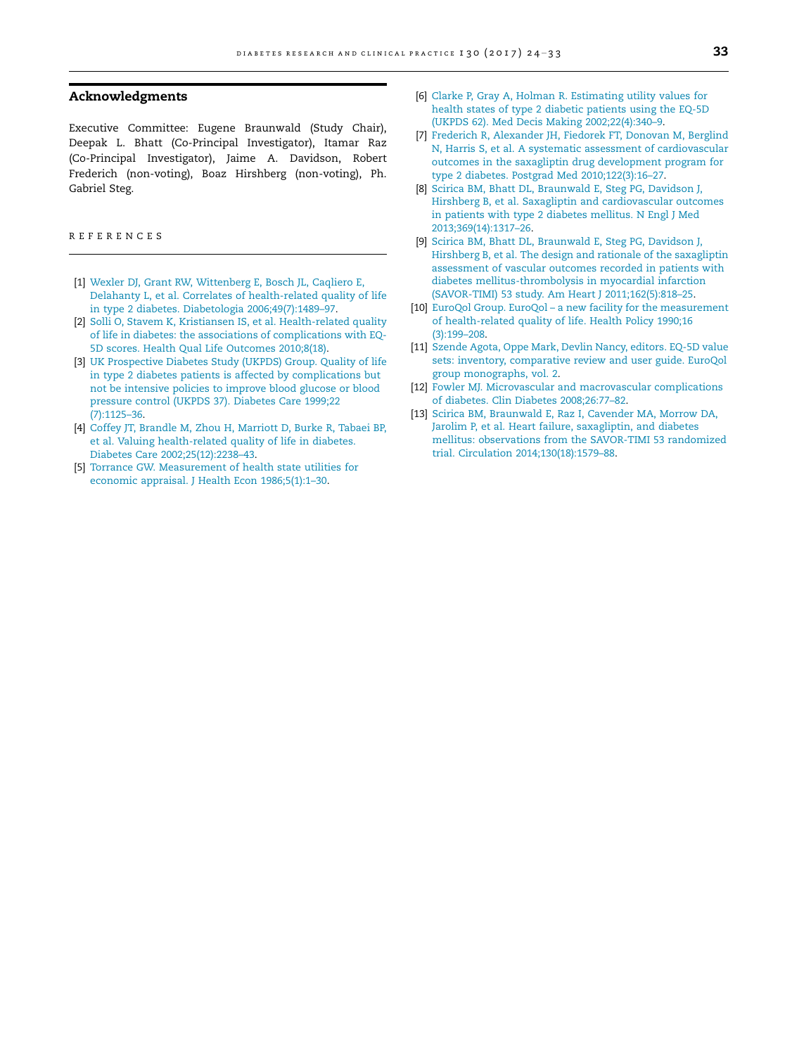## Acknowledgments

Executive Committee: Eugene Braunwald (Study Chair), Deepak L. Bhatt (Co-Principal Investigator), Itamar Raz (Co-Principal Investigator), Jaime A. Davidson, Robert Frederich (non-voting), Boaz Hirshberg (non-voting), Ph. Gabriel Steg.

## REFERENCES

[1] Wexler DJ, Grant RW, Wittenberg E, Bosch JL, Cagliero E, Delahanty L, et al. Correlates of health-related quality of life in type 2 diabetes. Diabetologia 2006;49(7):1489–97.

[2] Solli O, Stavem K, Kristiansen IS, et al. Health-related quality of life in diabetes: the associations of complications with EQ-5D scores. Health Qual Life Outcomes 2010;8(18).

[3] UK Prospective Diabetes Study (UKPDS) Group. Quality of life in type 2 diabetes patients is affected by complications but not be intensive policies to improve blood glucose or blood pressure control (UKPDS 37). Diabetes Care 1999;22 (7):1125–36.

[4] Coffey JT, Brandle M, Zhou H, Marriott D, Burke R, Tabaei BP, et al. Valuing health-related quality of life in diabetes. Diabetes Care 2002;25(12):2238–43.

[5] Torrance GW. Measurement of health state utilities for economic appraisal. J Health Econ 1986;5(1):1–30.

[6] Clarke P, Gray A, Holman R. Estimating utility values for health states of type 2 diabetic patients using the EQ-5D (UKPDS 62). Med Decis Making 2002;22(4):340–9.

[7] Frederich R, Alexander JH, Fiedorek FT, Donovan M, Berglind N, Harris S, et al. A systematic assessment of cardiovascular outcomes in the saxagliptin drug development program for type 2 diabetes. Postgrad Med 2010;122(3):16–27.

[8] Scirica BM, Bhatt DL, Braunwald E, Steg PG, Davidson J, Hirshberg B, et al. Saxagliptin and cardiovascular outcomes in patients with type 2 diabetes mellitus. N Engl J Med 2013;369(14):1317–26.

[9] Scirica BM, Bhatt DL, Braunwald E, Steg PG, Davidson J, Hirshberg B, et al. The design and rationale of the saxagliptin assessment of vascular outcomes recorded in patients with diabetes mellitus-thrombolysis in myocardial infarction (SAVOR-TIMI) 53 study. Am Heart J 2011;162(5):818–25.

[10] EuroQol Group. EuroQol – a new facility for the measurement of health-related quality of life. Health Policy 1990;16 (3):199–208.

[11] Szende Agota, Oppe Mark, Devlin Nancy, editors. EQ-5D value sets: inventory, comparative review and user guide. EuroQol group monographs, vol. 2.

[12] Fowler MJ. Microvascular and macrovascular complications of diabetes. Clin Diabetes 2008;26:77–82.

[13] Scirica BM, Braunwald E, Raz I, Cavender MA, Morrow DA, Jarolim P, et al. Heart failure, saxagliptin, and diabetes mellitus: observations from the SAVOR-TIMI 53 randomized trial. Circulation 2014;130(18):1579–88.